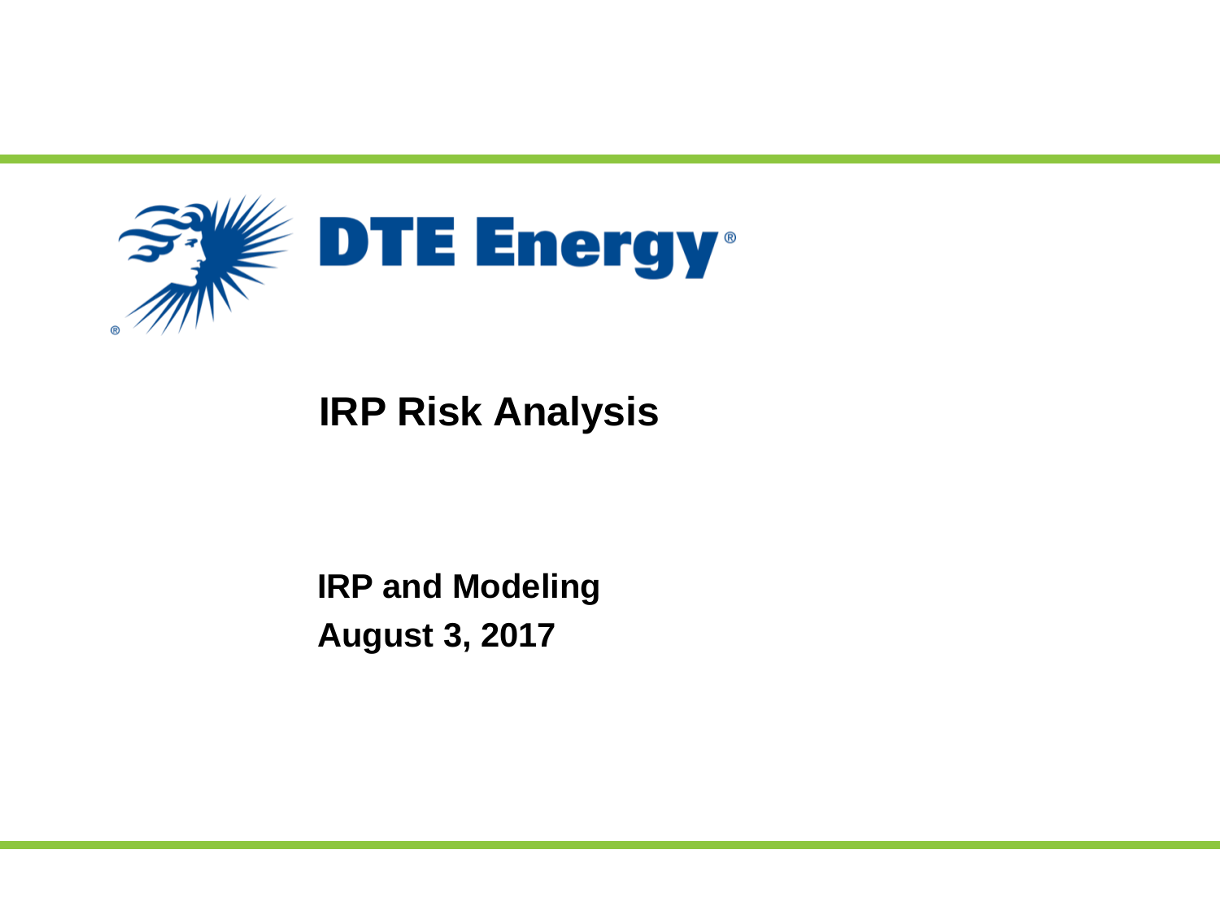DTE Energy®

# IRP Risk Analysis

**IRP and Modeling**

**August 3, 2017**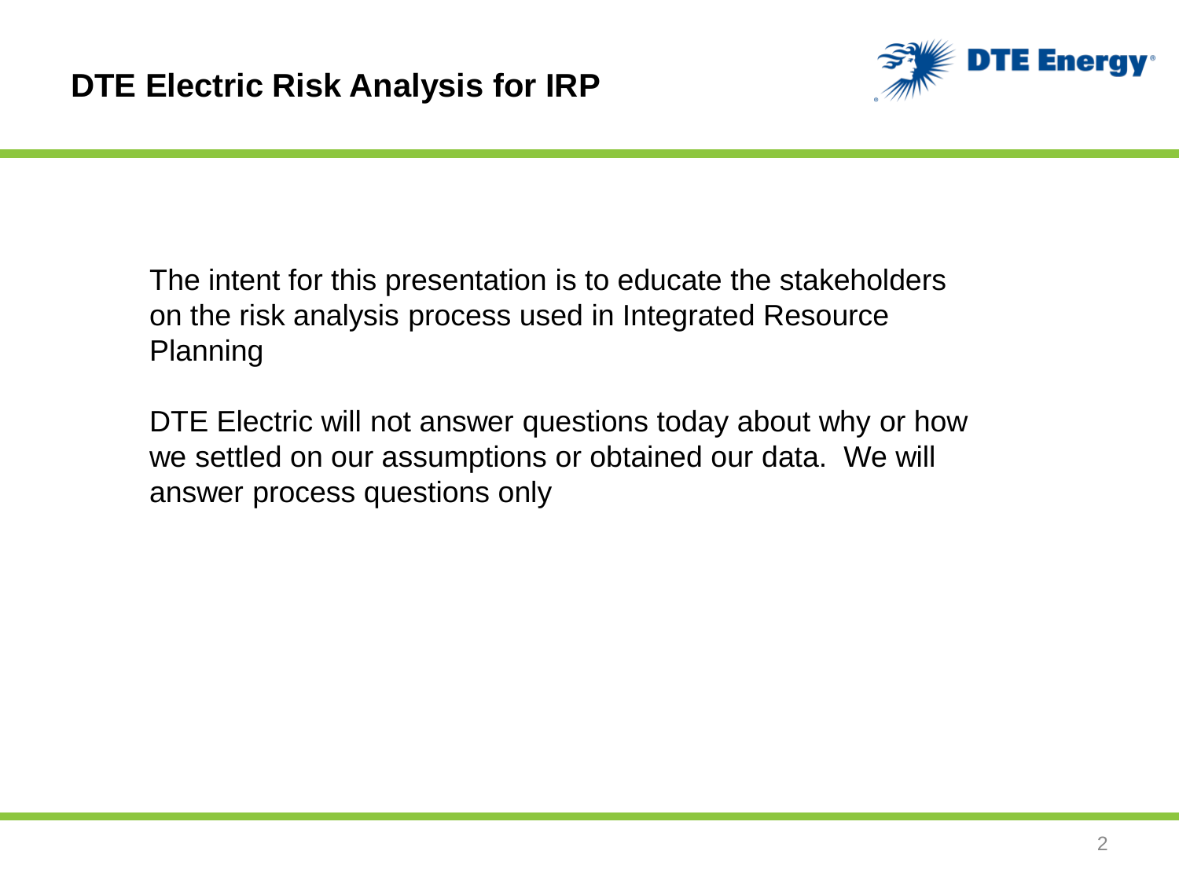# DTE Electric Risk Analysis for IRP

The intent for this presentation is to educate the stakeholders on the risk analysis process used in Integrated Resource Planning

DTE Electric will not answer questions today about why or how we settled on our assumptions or obtained our data. We will answer process questions only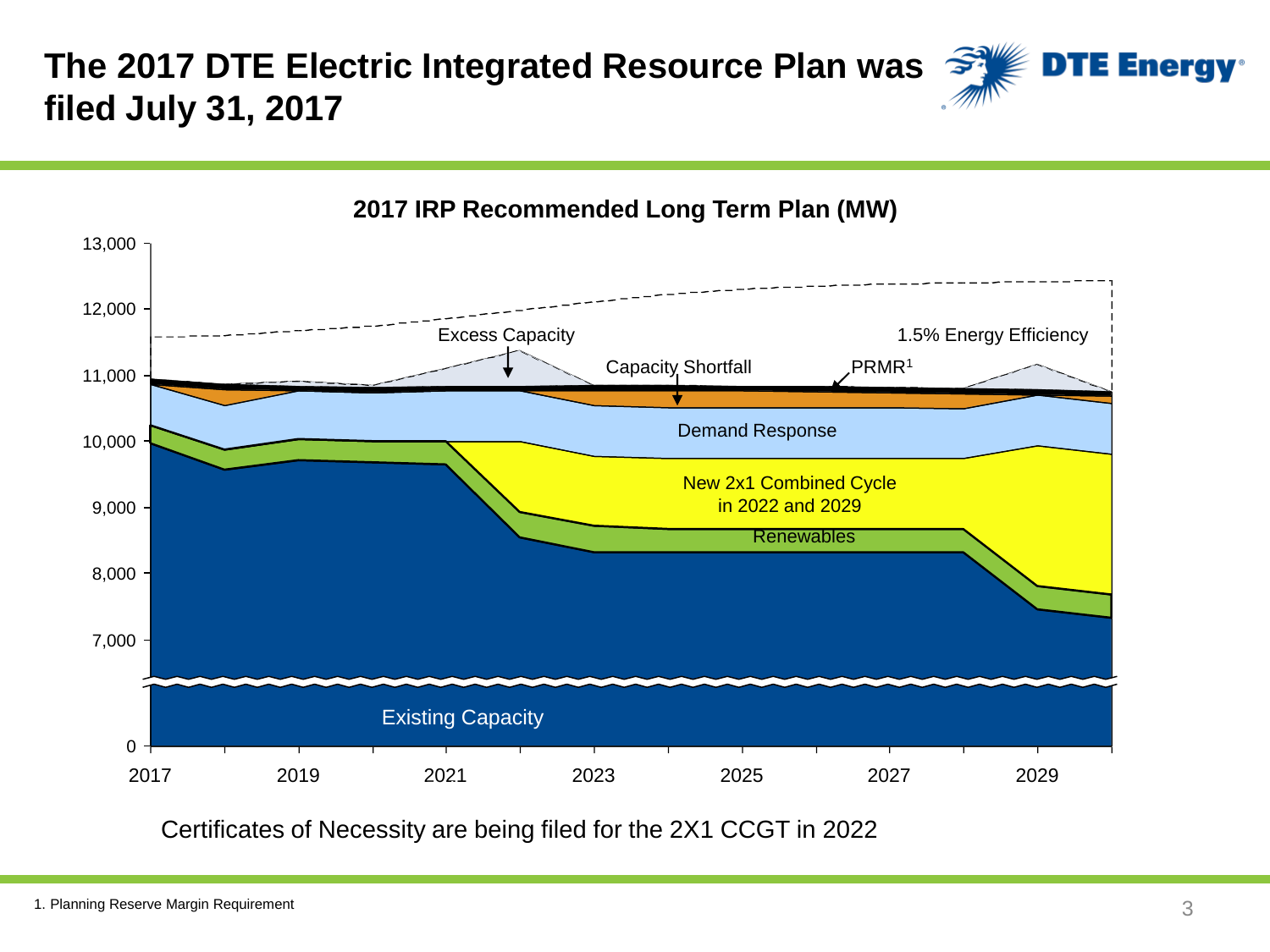# The 2017 DTE Electric Integrated Resource Plan was filed July 31, 2017

**2017 IRP Recommended Long Term Plan (MW)**

13,000
12,000
11,000
10,000
9,000
8,000
7,000
0

2017 2019 2021 2023 2025 2027 2029

Excess Capacity

1.5% Energy Efficiency

Capacity Shortfall

PRMR[1]

Demand Response

New 2x1 Combined Cycle in 2022 and 2029

Renewables

Existing Capacity

Certificates of Necessity are being filed for the 2X1 CCGT in 2022

1. Planning Reserve Margin Requirement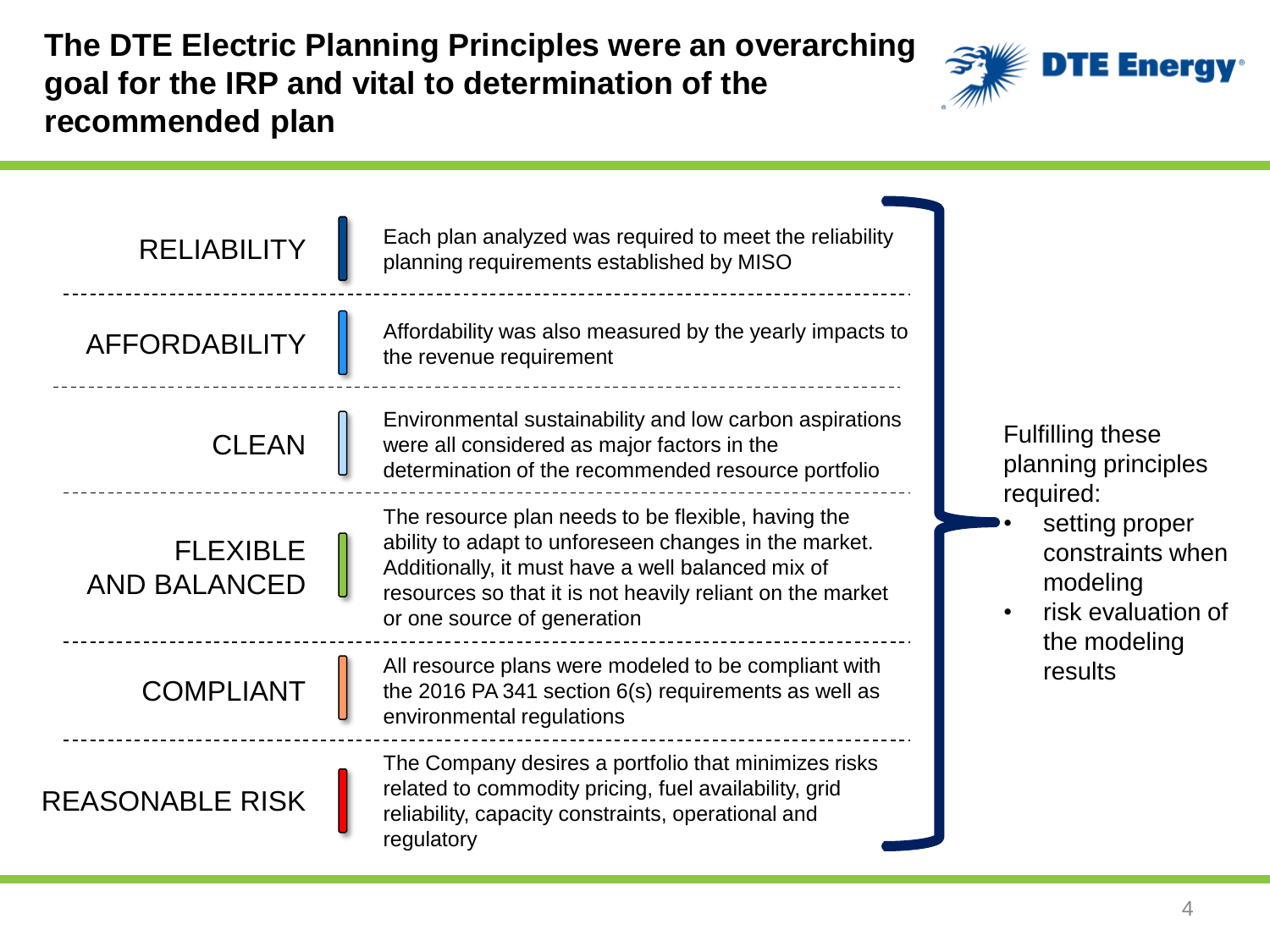# The DTE Electric Planning Principles were an overarching goal for the IRP and vital to determination of the recommended plan

| Principle | Description |
| --- | --- |
| RELIABILITY | Each plan analyzed was required to meet the reliability planning requirements established by MISO |
| AFFORDABILITY | Affordability was also measured by the yearly impacts to the revenue requirement |
| CLEAN | Environmental sustainability and low carbon aspirations were all considered as major factors in the determination of the recommended resource portfolio |
| FLEXIBLE AND BALANCED | The resource plan needs to be flexible, having the ability to adapt to unforeseen changes in the market. Additionally, it must have a well balanced mix of resources so that it is not heavily reliant on the market or one source of generation |
| COMPLIANT | All resource plans were modeled to be compliant with the 2016 PA 341 section 6(s) requirements as well as environmental regulations |
| REASONABLE RISK | The Company desires a portfolio that minimizes risks related to commodity pricing, fuel availability, grid reliability, capacity constraints, operational and regulatory |

Fulfilling these planning principles required:

- setting proper constraints when modeling
- risk evaluation of the modeling results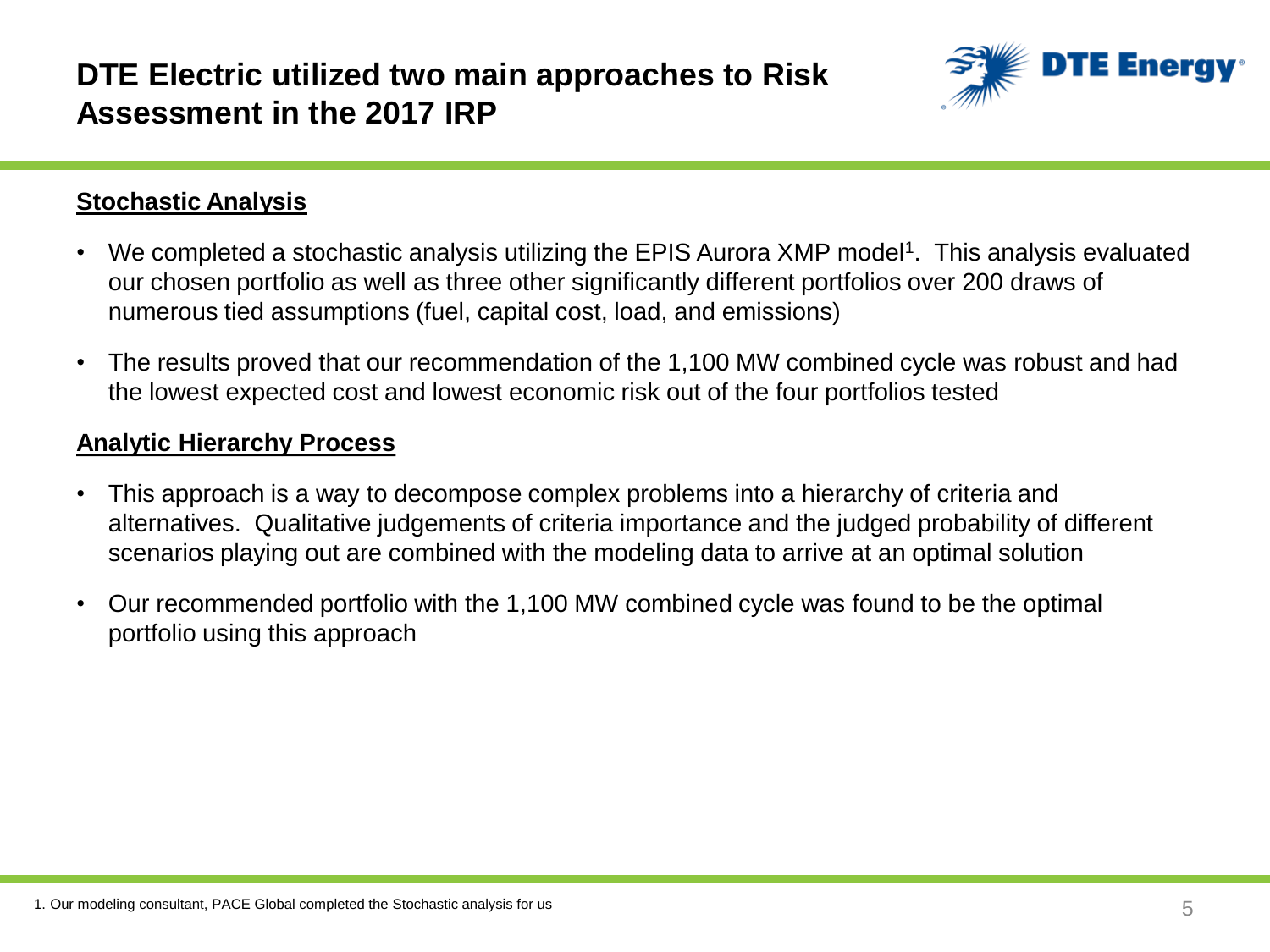# DTE Electric utilized two main approaches to Risk Assessment in the 2017 IRP

## Stochastic Analysis

- We completed a stochastic analysis utilizing the EPIS Aurora XMP model[1]. This analysis evaluated our chosen portfolio as well as three other significantly different portfolios over 200 draws of numerous tied assumptions (fuel, capital cost, load, and emissions)
- The results proved that our recommendation of the 1,100 MW combined cycle was robust and had the lowest expected cost and lowest economic risk out of the four portfolios tested

## Analytic Hierarchy Process

- This approach is a way to decompose complex problems into a hierarchy of criteria and alternatives. Qualitative judgements of criteria importance and the judged probability of different scenarios playing out are combined with the modeling data to arrive at an optimal solution
- Our recommended portfolio with the 1,100 MW combined cycle was found to be the optimal portfolio using this approach

1. Our modeling consultant, PACE Global completed the Stochastic analysis for us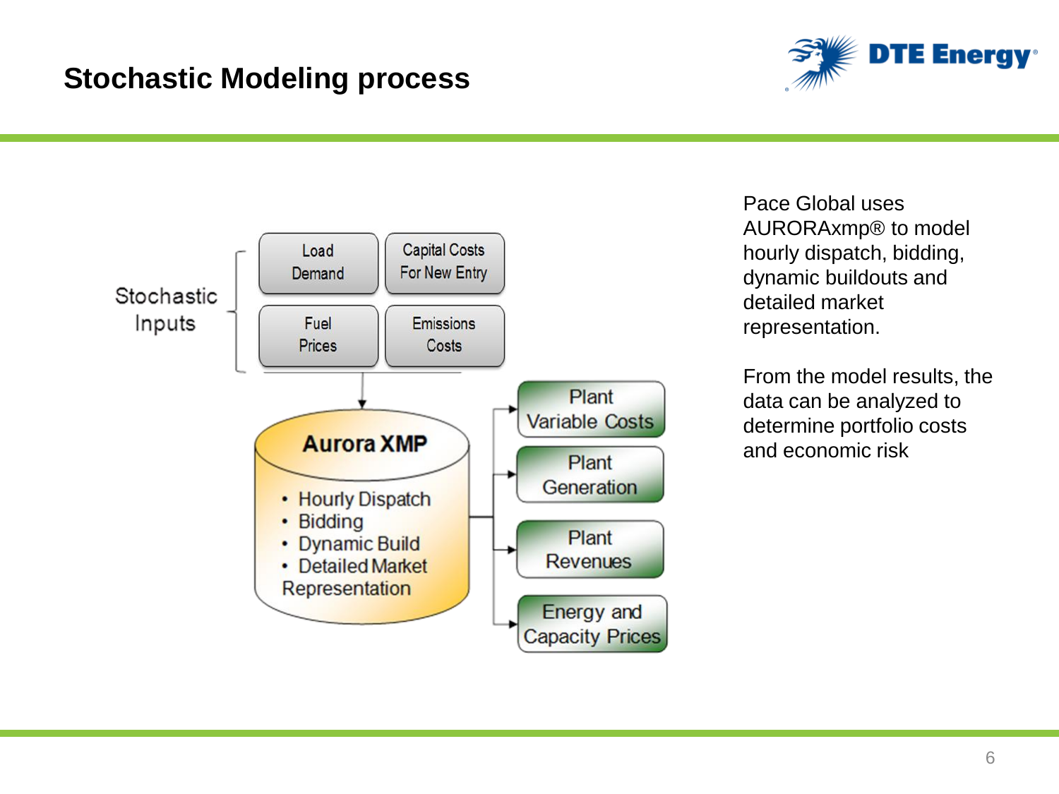# Stochastic Modeling process

Stochastic Inputs

- Load Demand
- Capital Costs For New Entry
- Fuel Prices
- Emissions Costs

**Aurora XMP**

- Hourly Dispatch
- Bidding
- Dynamic Build
- Detailed Market Representation

Outputs:

- Plant Variable Costs
- Plant Generation
- Plant Revenues
- Energy and Capacity Prices

Pace Global uses AURORAxmp® to model hourly dispatch, bidding, dynamic buildouts and detailed market representation.

From the model results, the data can be analyzed to determine portfolio costs and economic risk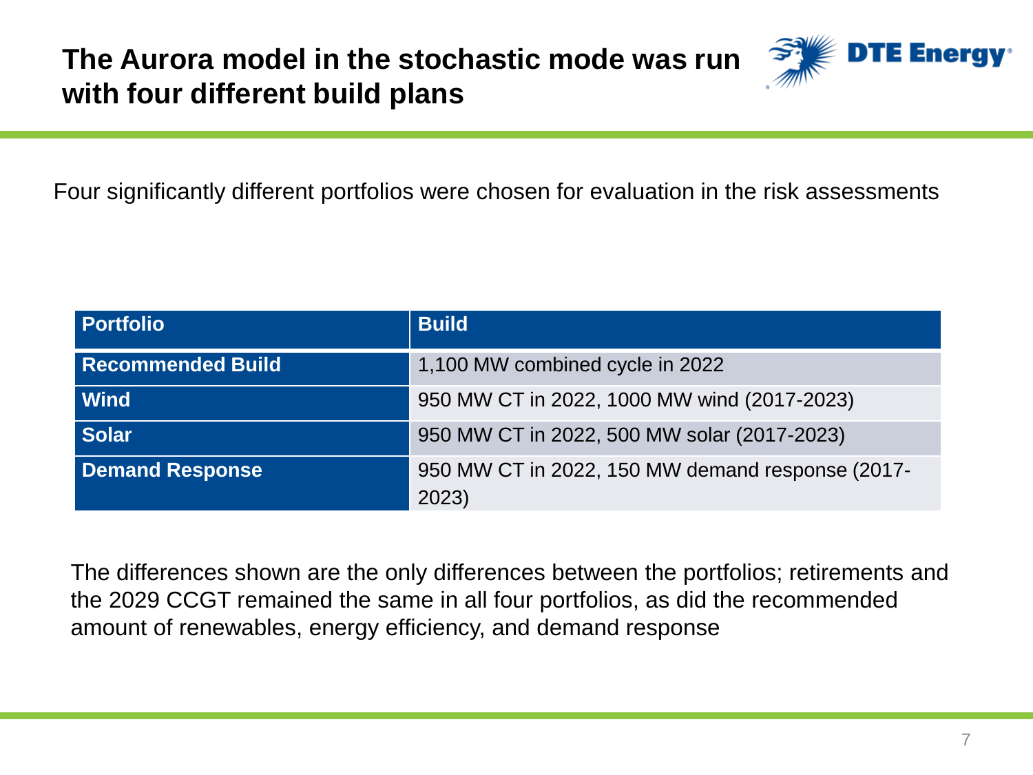# The Aurora model in the stochastic mode was run with four different build plans

Four significantly different portfolios were chosen for evaluation in the risk assessments

| Portfolio | Build |
|---|---|
| **Recommended Build** | 1,100 MW combined cycle in 2022 |
| **Wind** | 950 MW CT in 2022, 1000 MW wind (2017-2023) |
| **Solar** | 950 MW CT in 2022, 500 MW solar (2017-2023) |
| **Demand Response** | 950 MW CT in 2022, 150 MW demand response (2017-2023) |

The differences shown are the only differences between the portfolios; retirements and the 2029 CCGT remained the same in all four portfolios, as did the recommended amount of renewables, energy efficiency, and demand response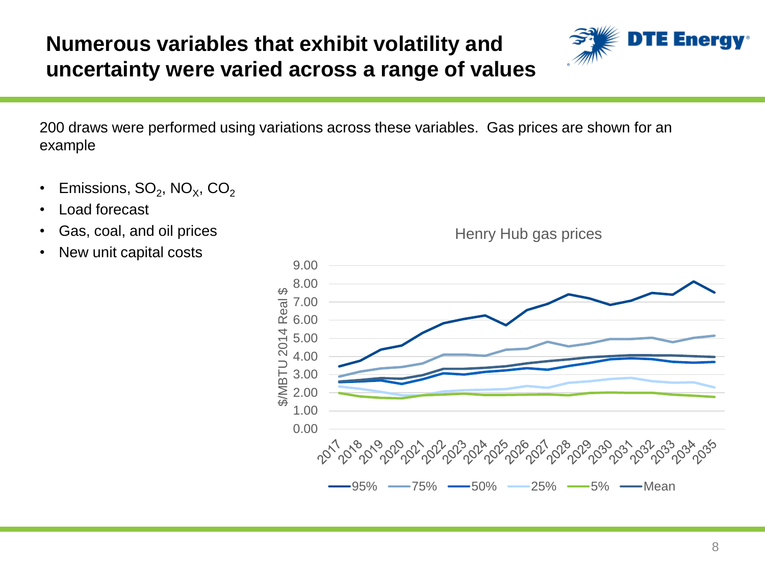# Numerous variables that exhibit volatility and uncertainty were varied across a range of values

200 draws were performed using variations across these variables. Gas prices are shown for an example

- Emissions, $SO_2$, $NO_X$, $CO_2$
- Load forecast
- Gas, coal, and oil prices
- New unit capital costs

Henry Hub gas prices

$/MBTU 2014 Real $

0.00, 1.00, 2.00, 3.00, 4.00, 5.00, 6.00, 7.00, 8.00, 9.00

2017 2018 2019 2020 2021 2022 2023 2024 2025 2026 2027 2028 2029 2030 2031 2032 2033 2034 2035

95% 75% 50% 25% 5% Mean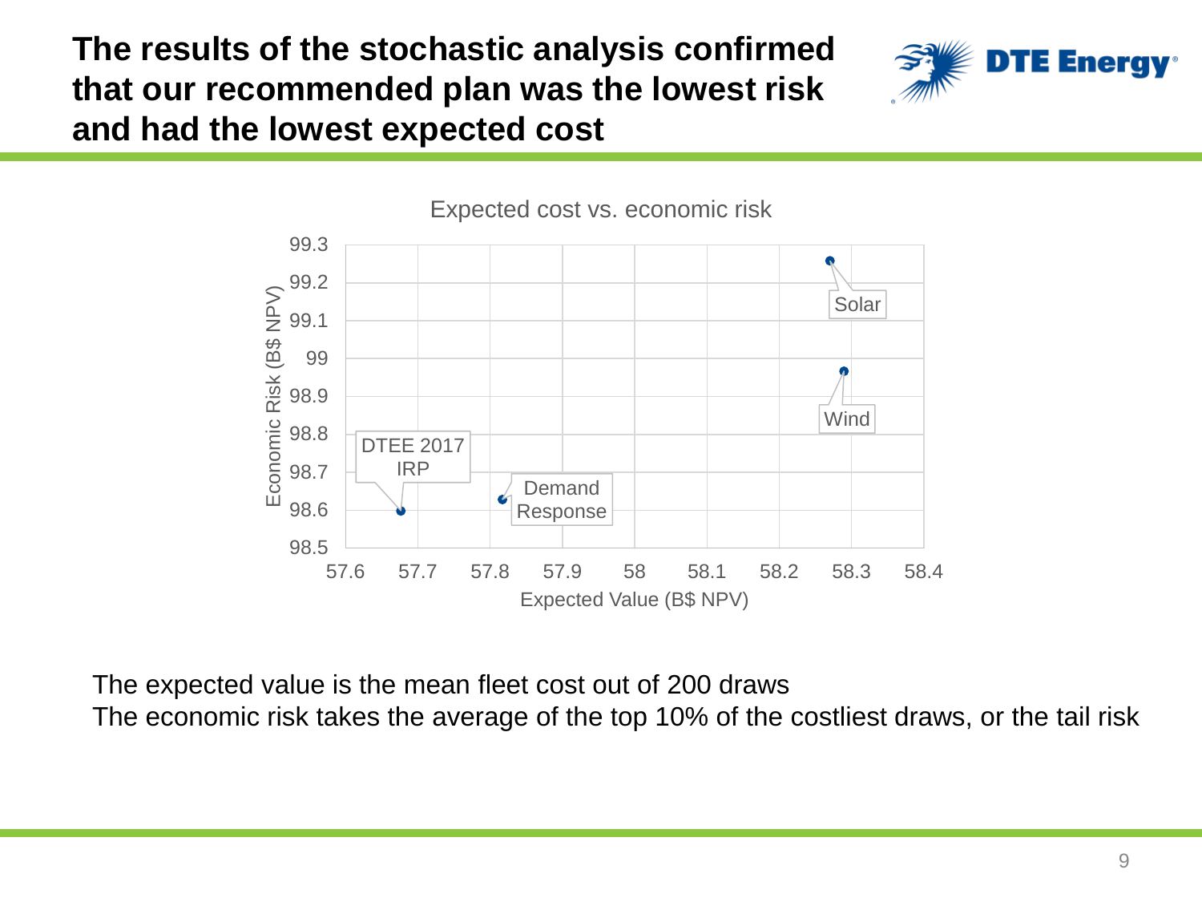# The results of the stochastic analysis confirmed that our recommended plan was the lowest risk and had the lowest expected cost

Expected cost vs. economic risk

| Plan | Expected Value (B$ NPV) | Economic Risk (B$ NPV) |
| --- | --- | --- |
| DTEE 2017 IRP | ~57.68 | ~98.60 |
| Demand Response | ~57.82 | ~98.63 |
| Wind | ~58.29 | ~98.97 |
| Solar | ~58.27 | ~99.26 |

The expected value is the mean fleet cost out of 200 draws
The economic risk takes the average of the top 10% of the costliest draws, or the tail risk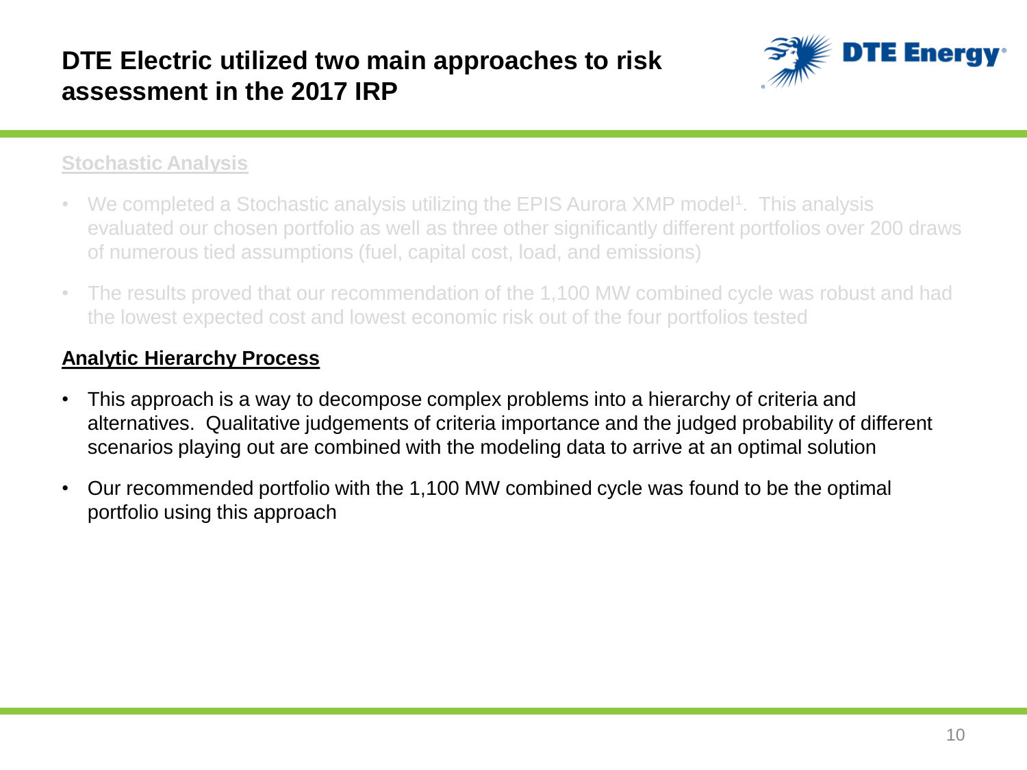# DTE Electric utilized two main approaches to risk assessment in the 2017 IRP

**Stochastic Analysis**

- We completed a Stochastic analysis utilizing the EPIS Aurora XMP model[1]. This analysis evaluated our chosen portfolio as well as three other significantly different portfolios over 200 draws of numerous tied assumptions (fuel, capital cost, load, and emissions)
- The results proved that our recommendation of the 1,100 MW combined cycle was robust and had the lowest expected cost and lowest economic risk out of the four portfolios tested

**Analytic Hierarchy Process**

- This approach is a way to decompose complex problems into a hierarchy of criteria and alternatives. Qualitative judgements of criteria importance and the judged probability of different scenarios playing out are combined with the modeling data to arrive at an optimal solution
- Our recommended portfolio with the 1,100 MW combined cycle was found to be the optimal portfolio using this approach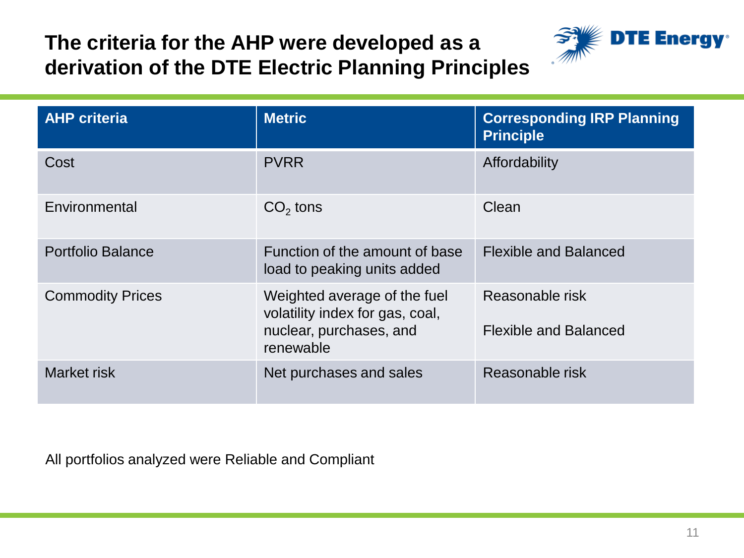# The criteria for the AHP were developed as a derivation of the DTE Electric Planning Principles

| AHP criteria | Metric | Corresponding IRP Planning Principle |
|---|---|---|
| Cost | PVRR | Affordability |
| Environmental | $CO_2$ tons | Clean |
| Portfolio Balance | Function of the amount of base load to peaking units added | Flexible and Balanced |
| Commodity Prices | Weighted average of the fuel volatility index for gas, coal, nuclear, purchases, and renewable | Reasonable risk<br><br>Flexible and Balanced |
| Market risk | Net purchases and sales | Reasonable risk |

All portfolios analyzed were Reliable and Compliant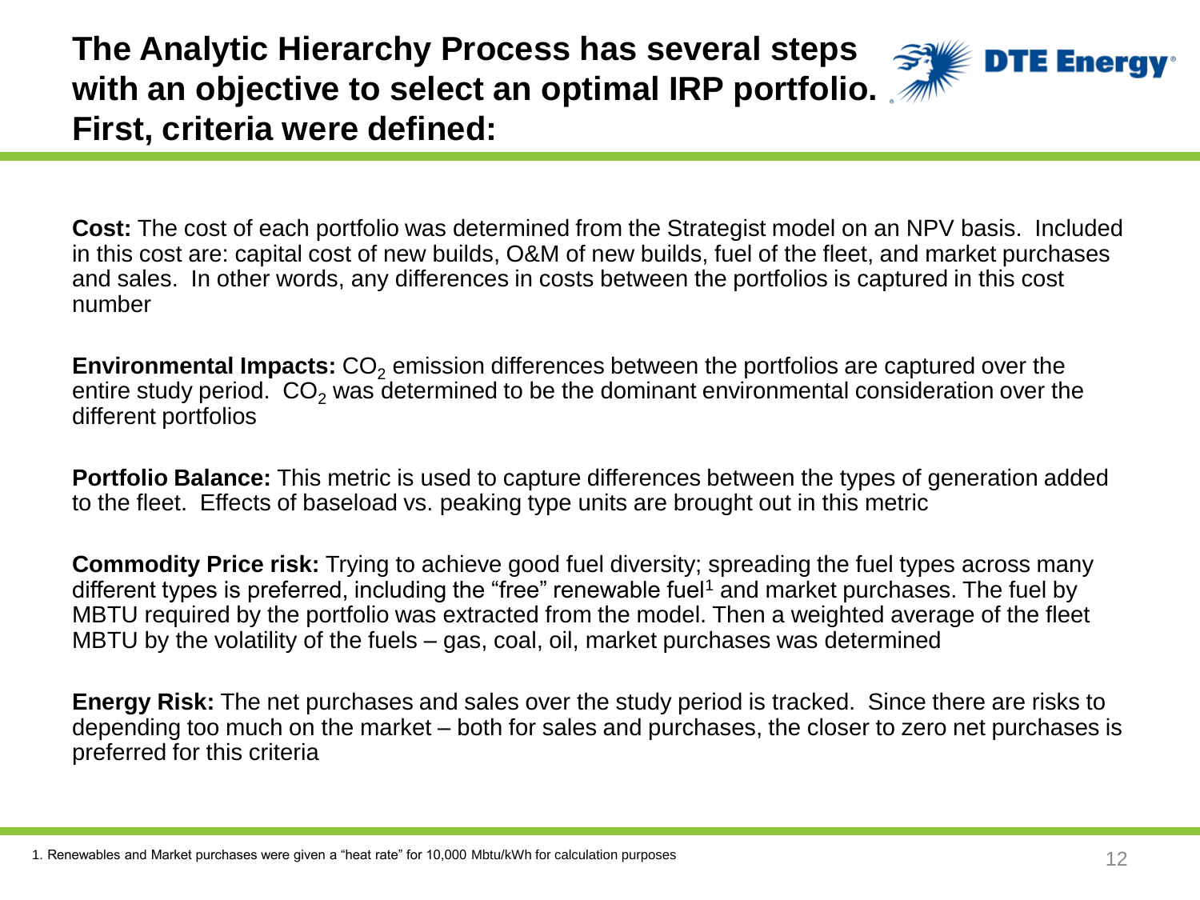# The Analytic Hierarchy Process has several steps with an objective to select an optimal IRP portfolio. First, criteria were defined:

**Cost:** The cost of each portfolio was determined from the Strategist model on an NPV basis. Included in this cost are: capital cost of new builds, O&M of new builds, fuel of the fleet, and market purchases and sales. In other words, any differences in costs between the portfolios is captured in this cost number

**Environmental Impacts:** $CO_2$ emission differences between the portfolios are captured over the entire study period. $CO_2$ was determined to be the dominant environmental consideration over the different portfolios

**Portfolio Balance:** This metric is used to capture differences between the types of generation added to the fleet. Effects of baseload vs. peaking type units are brought out in this metric

**Commodity Price risk:** Trying to achieve good fuel diversity; spreading the fuel types across many different types is preferred, including the "free" renewable fuel[1] and market purchases. The fuel by MBTU required by the portfolio was extracted from the model. Then a weighted average of the fleet MBTU by the volatility of the fuels – gas, coal, oil, market purchases was determined

**Energy Risk:** The net purchases and sales over the study period is tracked. Since there are risks to depending too much on the market – both for sales and purchases, the closer to zero net purchases is preferred for this criteria

1. Renewables and Market purchases were given a "heat rate" for 10,000 Mbtu/kWh for calculation purposes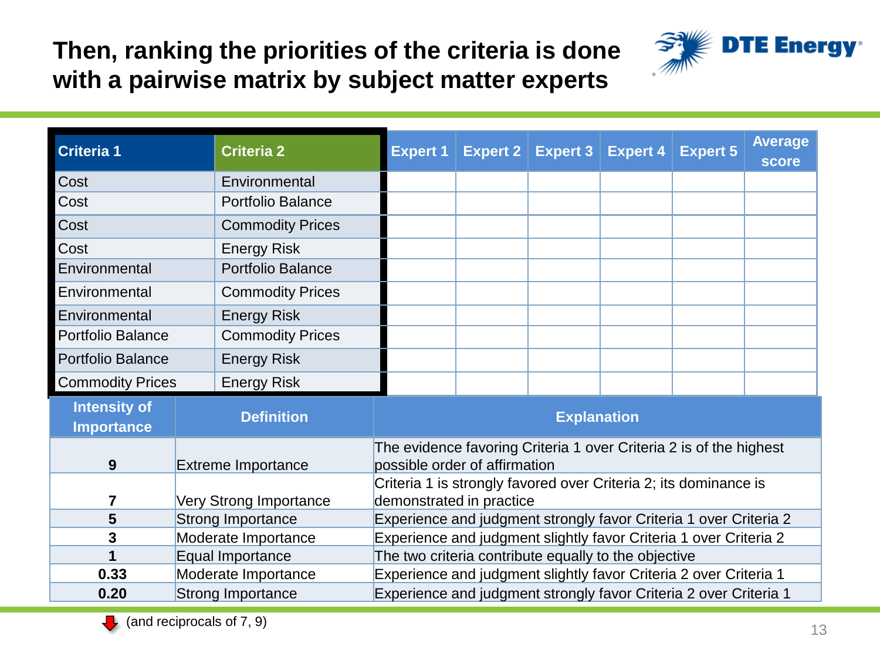# Then, ranking the priorities of the criteria is done with a pairwise matrix by subject matter experts

| Criteria 1 | Criteria 2 | Expert 1 | Expert 2 | Expert 3 | Expert 4 | Expert 5 | Average score |
|---|---|---|---|---|---|---|---|
| Cost | Environmental | | | | | | |
| Cost | Portfolio Balance | | | | | | |
| Cost | Commodity Prices | | | | | | |
| Cost | Energy Risk | | | | | | |
| Environmental | Portfolio Balance | | | | | | |
| Environmental | Commodity Prices | | | | | | |
| Environmental | Energy Risk | | | | | | |
| Portfolio Balance | Commodity Prices | | | | | | |
| Portfolio Balance | Energy Risk | | | | | | |
| Commodity Prices | Energy Risk | | | | | | |

| Intensity of Importance | Definition | Explanation |
|---|---|---|
| 9 | Extreme Importance | The evidence favoring Criteria 1 over Criteria 2 is of the highest possible order of affirmation |
| 7 | Very Strong Importance | Criteria 1 is strongly favored over Criteria 2; its dominance is demonstrated in practice |
| 5 | Strong Importance | Experience and judgment strongly favor Criteria 1 over Criteria 2 |
| 3 | Moderate Importance | Experience and judgment slightly favor Criteria 1 over Criteria 2 |
| 1 | Equal Importance | The two criteria contribute equally to the objective |
| 0.33 | Moderate Importance | Experience and judgment slightly favor Criteria 2 over Criteria 1 |
| 0.20 | Strong Importance | Experience and judgment strongly favor Criteria 2 over Criteria 1 |

(and reciprocals of 7, 9)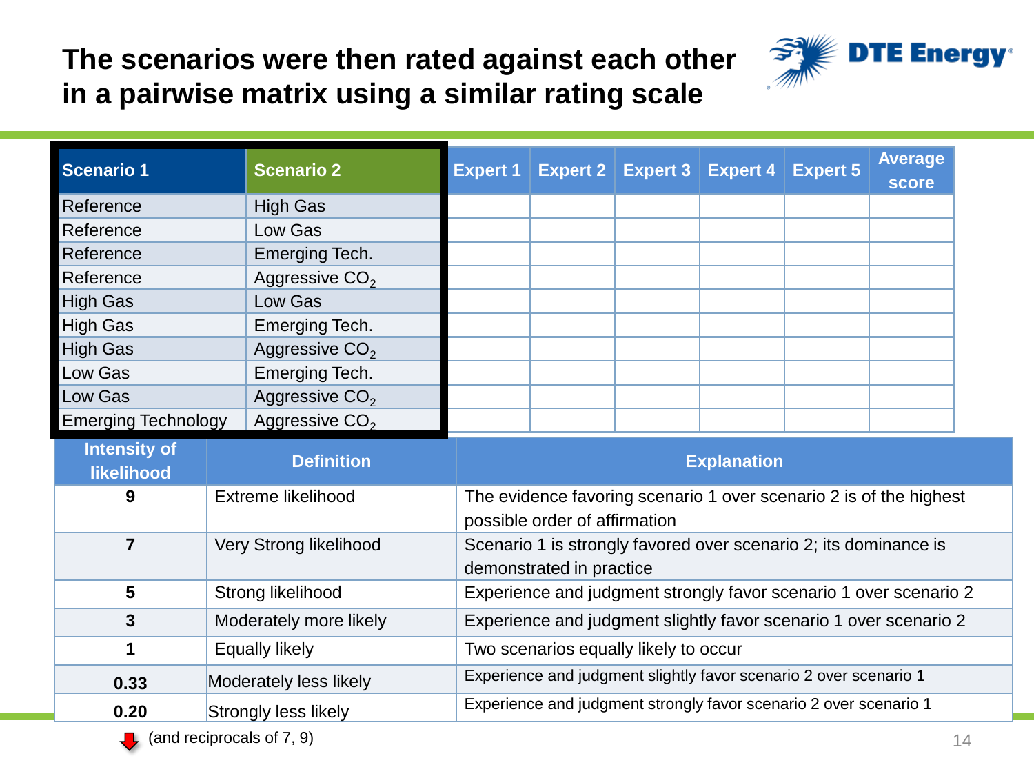# The scenarios were then rated against each other in a pairwise matrix using a similar rating scale

| Scenario 1 | Scenario 2 | Expert 1 | Expert 2 | Expert 3 | Expert 4 | Expert 5 | Average score |
|---|---|---|---|---|---|---|---|
| Reference | High Gas | | | | | | |
| Reference | Low Gas | | | | | | |
| Reference | Emerging Tech. | | | | | | |
| Reference | Aggressive $CO_2$ | | | | | | |
| High Gas | Low Gas | | | | | | |
| High Gas | Emerging Tech. | | | | | | |
| High Gas | Aggressive $CO_2$ | | | | | | |
| Low Gas | Emerging Tech. | | | | | | |
| Low Gas | Aggressive $CO_2$ | | | | | | |
| Emerging Technology | Aggressive $CO_2$ | | | | | | |

| Intensity of likelihood | Definition | Explanation |
|---|---|---|
| 9 | Extreme likelihood | The evidence favoring scenario 1 over scenario 2 is of the highest possible order of affirmation |
| 7 | Very Strong likelihood | Scenario 1 is strongly favored over scenario 2; its dominance is demonstrated in practice |
| 5 | Strong likelihood | Experience and judgment strongly favor scenario 1 over scenario 2 |
| 3 | Moderately more likely | Experience and judgment slightly favor scenario 1 over scenario 2 |
| 1 | Equally likely | Two scenarios equally likely to occur |
| 0.33 | Moderately less likely | Experience and judgment slightly favor scenario 2 over scenario 1 |
| 0.20 | Strongly less likely | Experience and judgment strongly favor scenario 2 over scenario 1 |

(and reciprocals of 7, 9)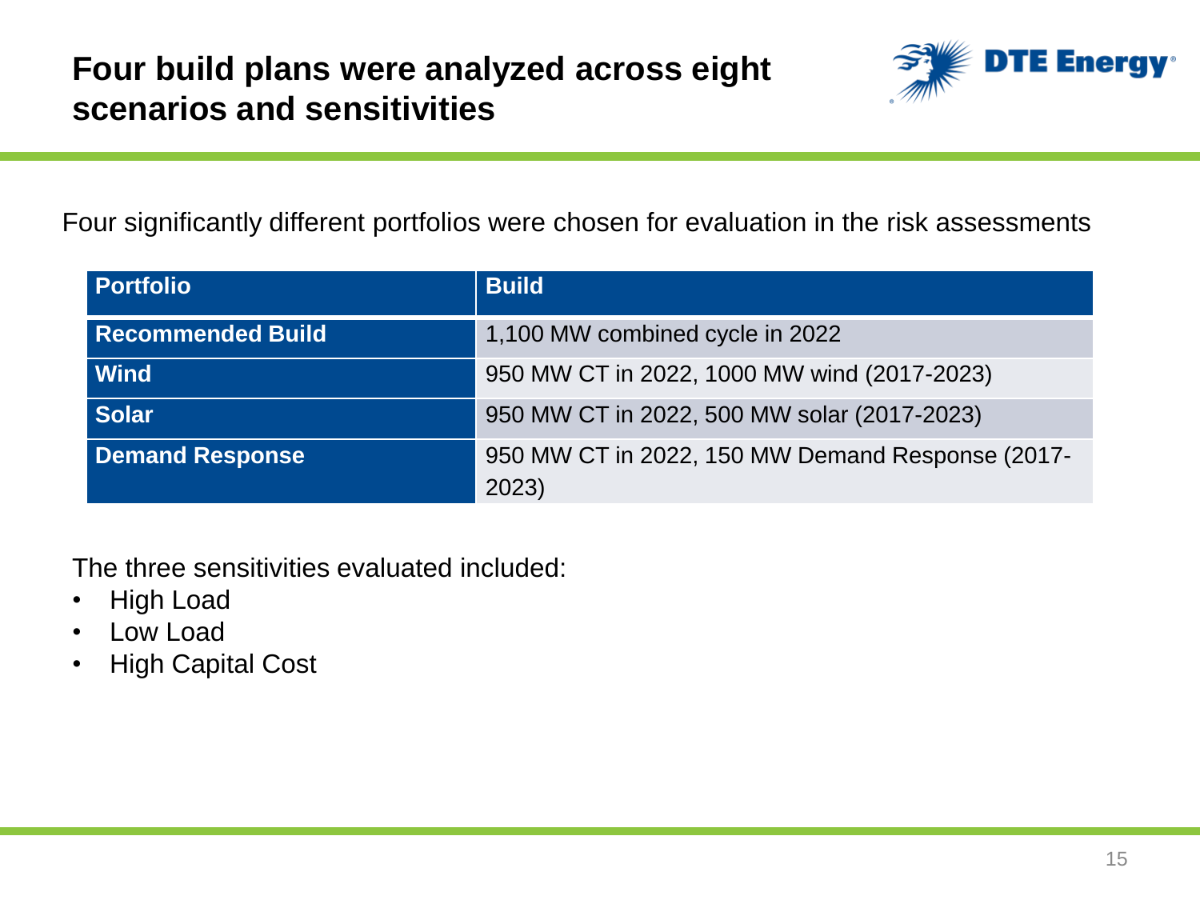# Four build plans were analyzed across eight scenarios and sensitivities

Four significantly different portfolios were chosen for evaluation in the risk assessments

| Portfolio | Build |
|---|---|
| Recommended Build | 1,100 MW combined cycle in 2022 |
| Wind | 950 MW CT in 2022, 1000 MW wind (2017-2023) |
| Solar | 950 MW CT in 2022, 500 MW solar (2017-2023) |
| Demand Response | 950 MW CT in 2022, 150 MW Demand Response (2017-2023) |

The three sensitivities evaluated included:

- High Load
- Low Load
- High Capital Cost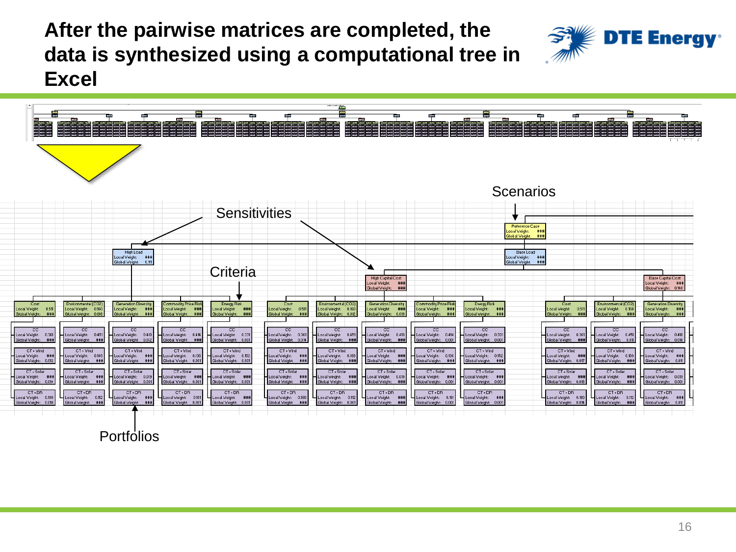# After the pairwise matrices are completed, the data is synthesized using a computational tree in Excel

Scenarios

Sensitivities

Criteria

Portfolios

Reference Case
Local Weight: ###
Global Weight: ###

High Load
Local Weight: ###
Global Weight: 0.111

Base Load
Local Weight: ###
Global Weight: ###

High Capital Cost
Local Weight: ###
Global Weight: ###

Base Capital Cost
Local Weight: ###
Global Weight: 0.148

| Cost | Environmental (CO2) | Generation Diversity | Commodity Price Risk | Energy Risk | Cost | Environmental (CO2) | Generation Diversity | Commodity Price Risk | Energy Risk | Cost | Environmental (CO2) | Generation Diversity |
|---|---|---|---|---|---|---|---|---|---|---|---|---|
| Local Weight: 0.511 Global Weight: ### | Local Weight: 0.160 Global Weight: 0.018 | Local Weight: ### Global Weight: ### | Local Weight: ### Global Weight: ### | Local Weight: ### Global Weight: ### | Local Weight: 0.511 Global Weight: ### | Local Weight: 0.160 Global Weight: 0.012 | Local Weight: ### Global Weight: 0.019 | Local Weight: ### Global Weight: ### | Local Weight: ### Global Weight: ### | Local Weight: 0.511 Global Weight: ### | Local Weight: 0.160 Global Weight: ### | Local Weight: ### Global Weight: ### |
| CC Local Weight: 0.361 Global Weight: ### | CC Local Weight: 0.451 Global Weight: ### | CC Local Weight: 0.410 Global Weight: 0.012 | CC Local Weight: 0.414 Global Weight: ### | CC Local Weight: 0.331 Global Weight: 0.001 | CC Local Weight: 0.361 Global Weight: 0.014 | CC Local Weight: 0.451 Global Weight: ### | CC Local Weight: 0.410 Global Weight: ### | CC Local Weight: 0.414 Global Weight: 0.001 | CC Local Weight: 0.331 Global Weight: 0.001 | CC Local Weight: 0.361 Global Weight: ### | CC Local Weight: 0.451 Global Weight: 0.011 | CC Local Weight: 0.410 Global Weight: 0.016 |
| CT + Wind Local Weight: ### Global Weight: 0.012 | CT + Wind Local Weight: 0.188 Global Weight: ### | CT + Wind Local Weight: ### Global Weight: ### | CT + Wind Local Weight: 0.136 Global Weight: 0.001 | CT + Wind Local Weight: 0.152 Global Weight: 0.001 | CT + Wind Local Weight: ### Global Weight: ### | CT + Wind Local Weight: 0.188 Global Weight: ### | CT + Wind Local Weight: ### Global Weight: ### | CT + Wind Local Weight: 0.136 Global Weight: ### | CT + Wind Local Weight: 0.152 Global Weight: ### | CT + Wind Local Weight: ### Global Weight: 0.017 | CT + Wind Local Weight: 0.188 Global Weight: ### | CT + Wind Local Weight: ### Global Weight: 0.011 |
| CT + Solar Local Weight: ### Global Weight: 0.014 | CT + Solar Local Weight: ### Global Weight: ### | CT + Solar Local Weight: 0.019 Global Weight: 0.001 | CT + Solar Local Weight: ### Global Weight: 0.001 | CT + Solar Local Weight: ### Global Weight: 0.001 | CT + Solar Local Weight: ### Global Weight: ### | CT + Solar Local Weight: ### Global Weight: ### | CT + Solar Local Weight: 0.019 Global Weight: ### | CT + Solar Local Weight: ### Global Weight: 0.001 | CT + Solar Local Weight: ### Global Weight: 0.001 | CT + Solar Local Weight: ### Global Weight: 0.018 | CT + Solar Local Weight: ### Global Weight: ### | CT + Solar Local Weight: 0.019 Global Weight: 0.001 |
| CT + DR Local Weight: 0.180 Global Weight: 0.010 | CT + DR Local Weight: 0.112 Global Weight: ### | CT + DR Local Weight: ### Global Weight: ### | CT + DR Local Weight: 0.181 Global Weight: 0.001 | CT + DR Local Weight: ### Global Weight: 0.001 | CT + DR Local Weight: 0.180 Global Weight: ### | CT + DR Local Weight: 0.112 Global Weight: 0.001 | CT + DR Local Weight: ### Global Weight: ### | CT + DR Local Weight: 0.181 Global Weight: 0.001 | CT + DR Local Weight: ### Global Weight: 0.001 | CT + DR Local Weight: 0.180 Global Weight: 0.014 | CT + DR Local Weight: 0.112 Global Weight: ### | CT + DR Local Weight: ### Global Weight: 0.011 |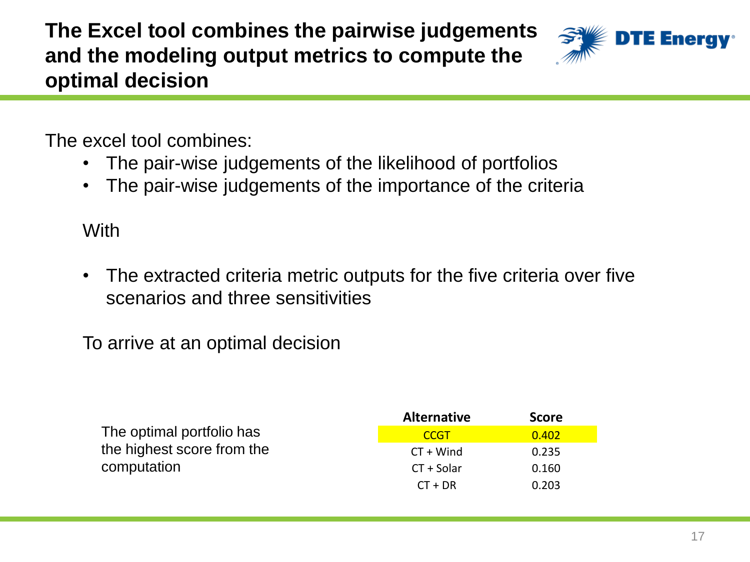# The Excel tool combines the pairwise judgements and the modeling output metrics to compute the optimal decision

The excel tool combines:

- The pair-wise judgements of the likelihood of portfolios
- The pair-wise judgements of the importance of the criteria

With

- The extracted criteria metric outputs for the five criteria over five scenarios and three sensitivities

To arrive at an optimal decision

The optimal portfolio has the highest score from the computation

| Alternative | Score |
|---|---|
| CCGT | 0.402 |
| CT + Wind | 0.235 |
| CT + Solar | 0.160 |
| CT + DR | 0.203 |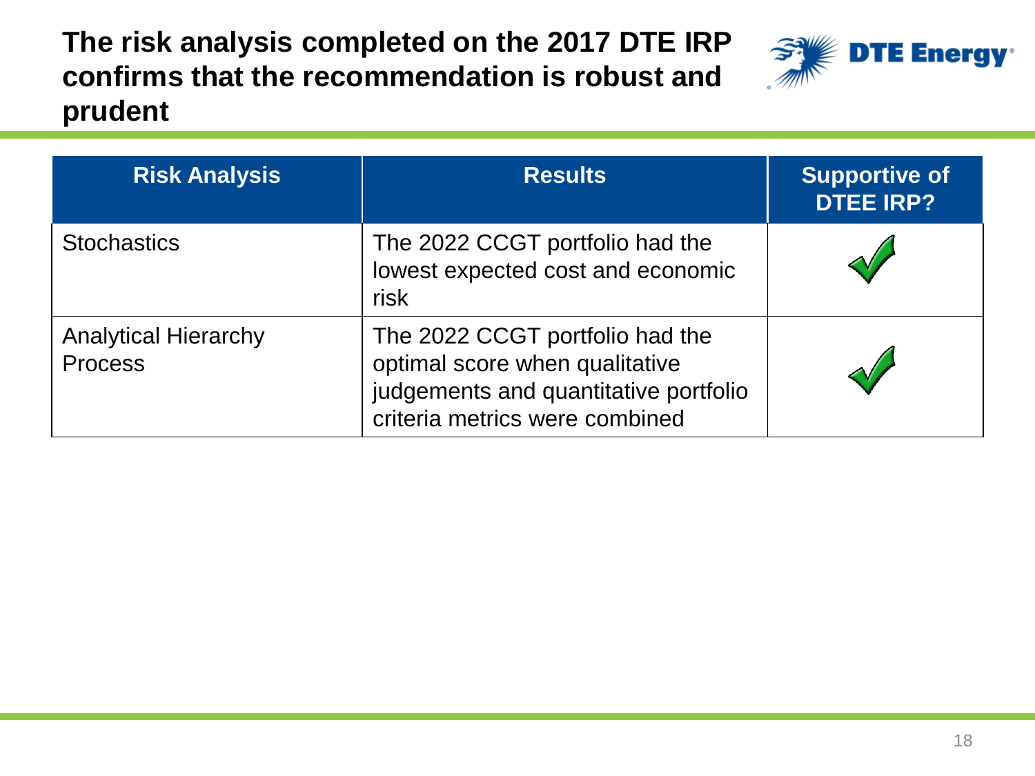# The risk analysis completed on the 2017 DTE IRP confirms that the recommendation is robust and prudent

| Risk Analysis | Results | Supportive of DTEE IRP? |
|---|---|---|
| Stochastics | The 2022 CCGT portfolio had the lowest expected cost and economic risk | ✓ |
| Analytical Hierarchy Process | The 2022 CCGT portfolio had the optimal score when qualitative judgements and quantitative portfolio criteria metrics were combined | ✓ |